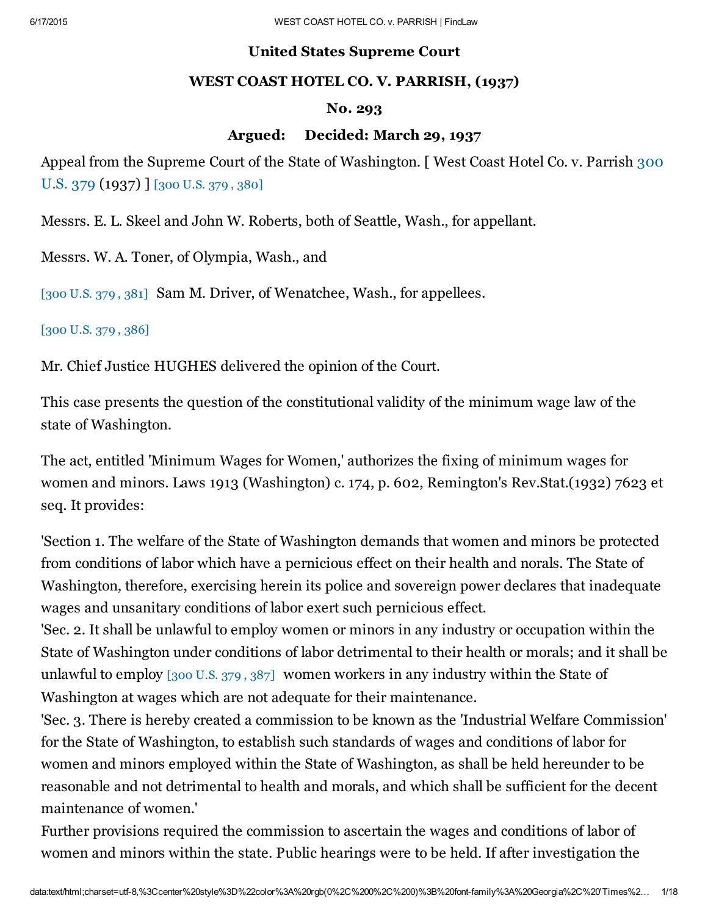**United States Supreme Court**

**WEST COAST HOTEL CO. V. PARRISH, (1937)**

**No. 293**

**Argued: Decided: March 29, 1937**

Appeal from the Supreme Court of the State of Washington. [ West Coast Hotel Co. v. Parrish 300 U.S. 379 (1937) ] [300 U.S. 379 , 380]

Messrs. E. L. Skeel and John W. Roberts, both of Seattle, Wash., for appellant.

Messrs. W. A. Toner, of Olympia, Wash., and

[300 U.S. 379 , 381] Sam M. Driver, of Wenatchee, Wash., for appellees.

[300 U.S. 379 , 386]

Mr. Chief Justice HUGHES delivered the opinion of the Court.

This case presents the question of the constitutional validity of the minimum wage law of the state of Washington.

The act, entitled 'Minimum Wages for Women,' authorizes the fixing of minimum wages for women and minors. Laws 1913 (Washington) c. 174, p. 602, Remington's Rev.Stat.(1932) 7623 et seq. It provides:

'Section 1. The welfare of the State of Washington demands that women and minors be protected from conditions of labor which have a pernicious effect on their health and norals. The State of Washington, therefore, exercising herein its police and sovereign power declares that inadequate wages and unsanitary conditions of labor exert such pernicious effect.
'Sec. 2. It shall be unlawful to employ women or minors in any industry or occupation within the State of Washington under conditions of labor detrimental to their health or morals; and it shall be unlawful to employ [300 U.S. 379 , 387] women workers in any industry within the State of Washington at wages which are not adequate for their maintenance.
'Sec. 3. There is hereby created a commission to be known as the 'Industrial Welfare Commission' for the State of Washington, to establish such standards of wages and conditions of labor for women and minors employed within the State of Washington, as shall be held hereunder to be reasonable and not detrimental to health and morals, and which shall be sufficient for the decent maintenance of women.'
Further provisions required the commission to ascertain the wages and conditions of labor of women and minors within the state. Public hearings were to be held. If after investigation the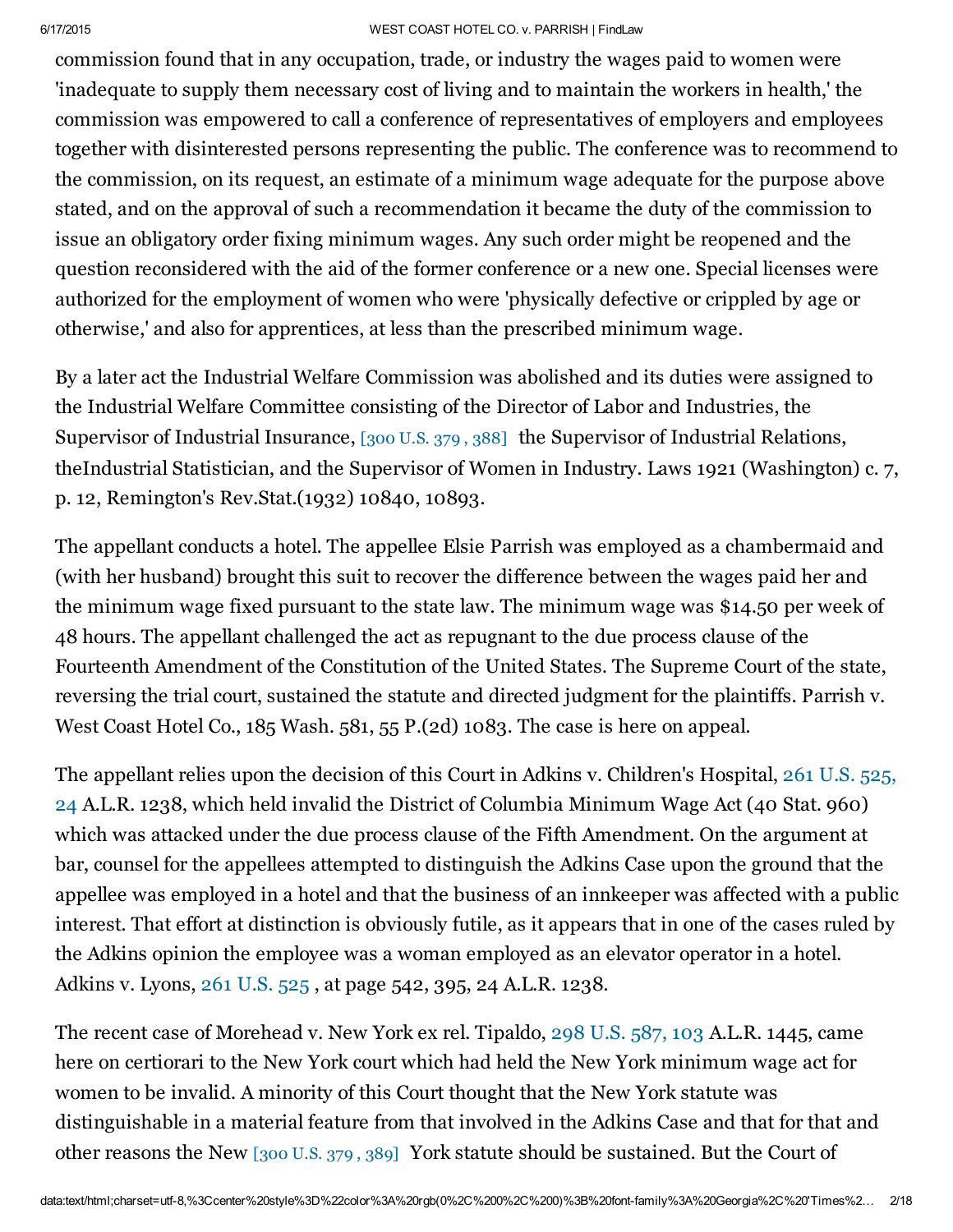commission found that in any occupation, trade, or industry the wages paid to women were 'inadequate to supply them necessary cost of living and to maintain the workers in health,' the commission was empowered to call a conference of representatives of employers and employees together with disinterested persons representing the public. The conference was to recommend to the commission, on its request, an estimate of a minimum wage adequate for the purpose above stated, and on the approval of such a recommendation it became the duty of the commission to issue an obligatory order fixing minimum wages. Any such order might be reopened and the question reconsidered with the aid of the former conference or a new one. Special licenses were authorized for the employment of women who were 'physically defective or crippled by age or otherwise,' and also for apprentices, at less than the prescribed minimum wage.

By a later act the Industrial Welfare Commission was abolished and its duties were assigned to the Industrial Welfare Committee consisting of the Director of Labor and Industries, the Supervisor of Industrial Insurance, [300 U.S. 379 , 388] the Supervisor of Industrial Relations, theIndustrial Statistician, and the Supervisor of Women in Industry. Laws 1921 (Washington) c. 7, p. 12, Remington's Rev.Stat.(1932) 10840, 10893.

The appellant conducts a hotel. The appellee Elsie Parrish was employed as a chambermaid and (with her husband) brought this suit to recover the difference between the wages paid her and the minimum wage fixed pursuant to the state law. The minimum wage was $14.50 per week of 48 hours. The appellant challenged the act as repugnant to the due process clause of the Fourteenth Amendment of the Constitution of the United States. The Supreme Court of the state, reversing the trial court, sustained the statute and directed judgment for the plaintiffs. Parrish v. West Coast Hotel Co., 185 Wash. 581, 55 P.(2d) 1083. The case is here on appeal.

The appellant relies upon the decision of this Court in Adkins v. Children's Hospital, 261 U.S. 525, 24 A.L.R. 1238, which held invalid the District of Columbia Minimum Wage Act (40 Stat. 960) which was attacked under the due process clause of the Fifth Amendment. On the argument at bar, counsel for the appellees attempted to distinguish the Adkins Case upon the ground that the appellee was employed in a hotel and that the business of an innkeeper was affected with a public interest. That effort at distinction is obviously futile, as it appears that in one of the cases ruled by the Adkins opinion the employee was a woman employed as an elevator operator in a hotel. Adkins v. Lyons, 261 U.S. 525 , at page 542, 395, 24 A.L.R. 1238.

The recent case of Morehead v. New York ex rel. Tipaldo, 298 U.S. 587, 103 A.L.R. 1445, came here on certiorari to the New York court which had held the New York minimum wage act for women to be invalid. A minority of this Court thought that the New York statute was distinguishable in a material feature from that involved in the Adkins Case and that for that and other reasons the New [300 U.S. 379 , 389] York statute should be sustained. But the Court of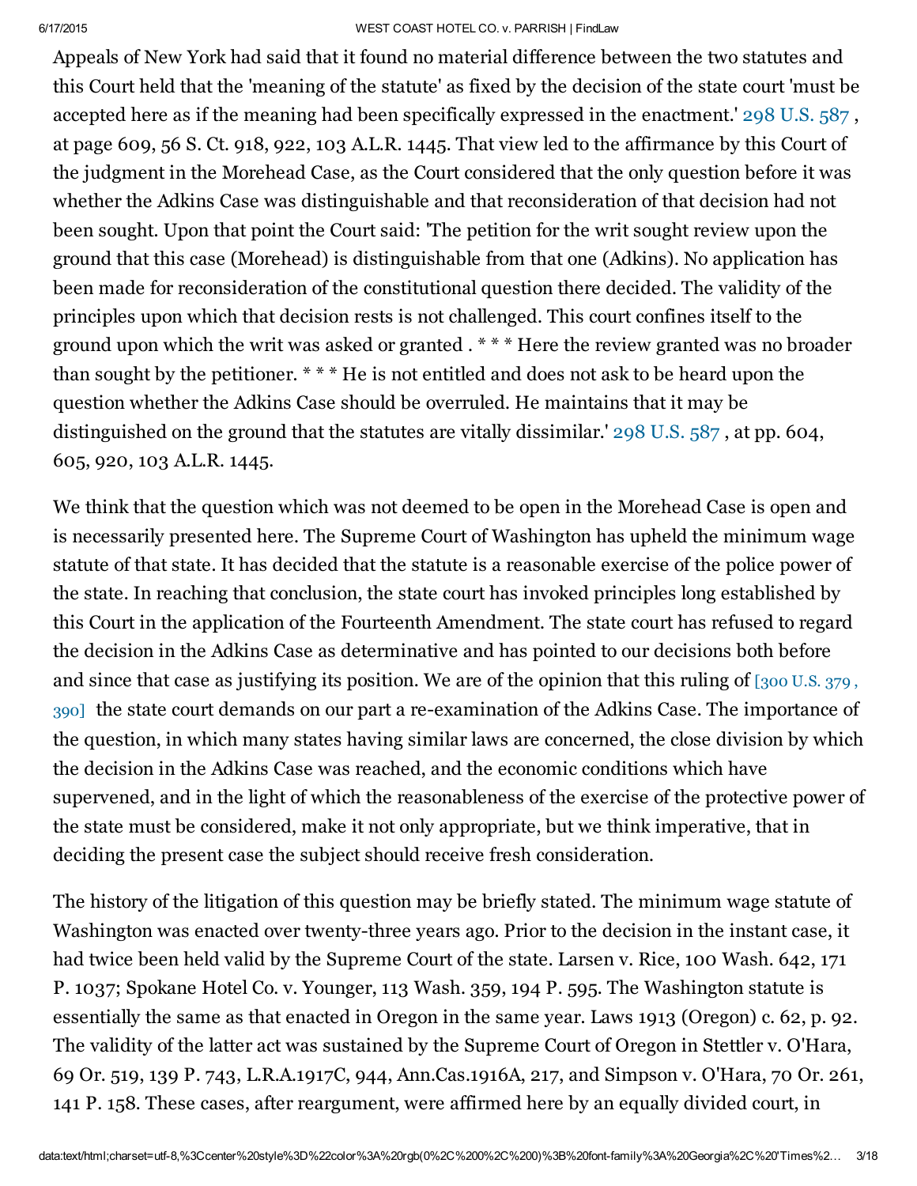Appeals of New York had said that it found no material difference between the two statutes and this Court held that the 'meaning of the statute' as fixed by the decision of the state court 'must be accepted here as if the meaning had been specifically expressed in the enactment.' 298 U.S. 587 , at page 609, 56 S. Ct. 918, 922, 103 A.L.R. 1445. That view led to the affirmance by this Court of the judgment in the Morehead Case, as the Court considered that the only question before it was whether the Adkins Case was distinguishable and that reconsideration of that decision had not been sought. Upon that point the Court said: 'The petition for the writ sought review upon the ground that this case (Morehead) is distinguishable from that one (Adkins). No application has been made for reconsideration of the constitutional question there decided. The validity of the principles upon which that decision rests is not challenged. This court confines itself to the ground upon which the writ was asked or granted . * * * Here the review granted was no broader than sought by the petitioner. * * * He is not entitled and does not ask to be heard upon the question whether the Adkins Case should be overruled. He maintains that it may be distinguished on the ground that the statutes are vitally dissimilar.' 298 U.S. 587 , at pp. 604, 605, 920, 103 A.L.R. 1445.

We think that the question which was not deemed to be open in the Morehead Case is open and is necessarily presented here. The Supreme Court of Washington has upheld the minimum wage statute of that state. It has decided that the statute is a reasonable exercise of the police power of the state. In reaching that conclusion, the state court has invoked principles long established by this Court in the application of the Fourteenth Amendment. The state court has refused to regard the decision in the Adkins Case as determinative and has pointed to our decisions both before and since that case as justifying its position. We are of the opinion that this ruling of [300 U.S. 379 , 390] the state court demands on our part a re-examination of the Adkins Case. The importance of the question, in which many states having similar laws are concerned, the close division by which the decision in the Adkins Case was reached, and the economic conditions which have supervened, and in the light of which the reasonableness of the exercise of the protective power of the state must be considered, make it not only appropriate, but we think imperative, that in deciding the present case the subject should receive fresh consideration.

The history of the litigation of this question may be briefly stated. The minimum wage statute of Washington was enacted over twenty-three years ago. Prior to the decision in the instant case, it had twice been held valid by the Supreme Court of the state. Larsen v. Rice, 100 Wash. 642, 171 P. 1037; Spokane Hotel Co. v. Younger, 113 Wash. 359, 194 P. 595. The Washington statute is essentially the same as that enacted in Oregon in the same year. Laws 1913 (Oregon) c. 62, p. 92. The validity of the latter act was sustained by the Supreme Court of Oregon in Stettler v. O'Hara, 69 Or. 519, 139 P. 743, L.R.A.1917C, 944, Ann.Cas.1916A, 217, and Simpson v. O'Hara, 70 Or. 261, 141 P. 158. These cases, after reargument, were affirmed here by an equally divided court, in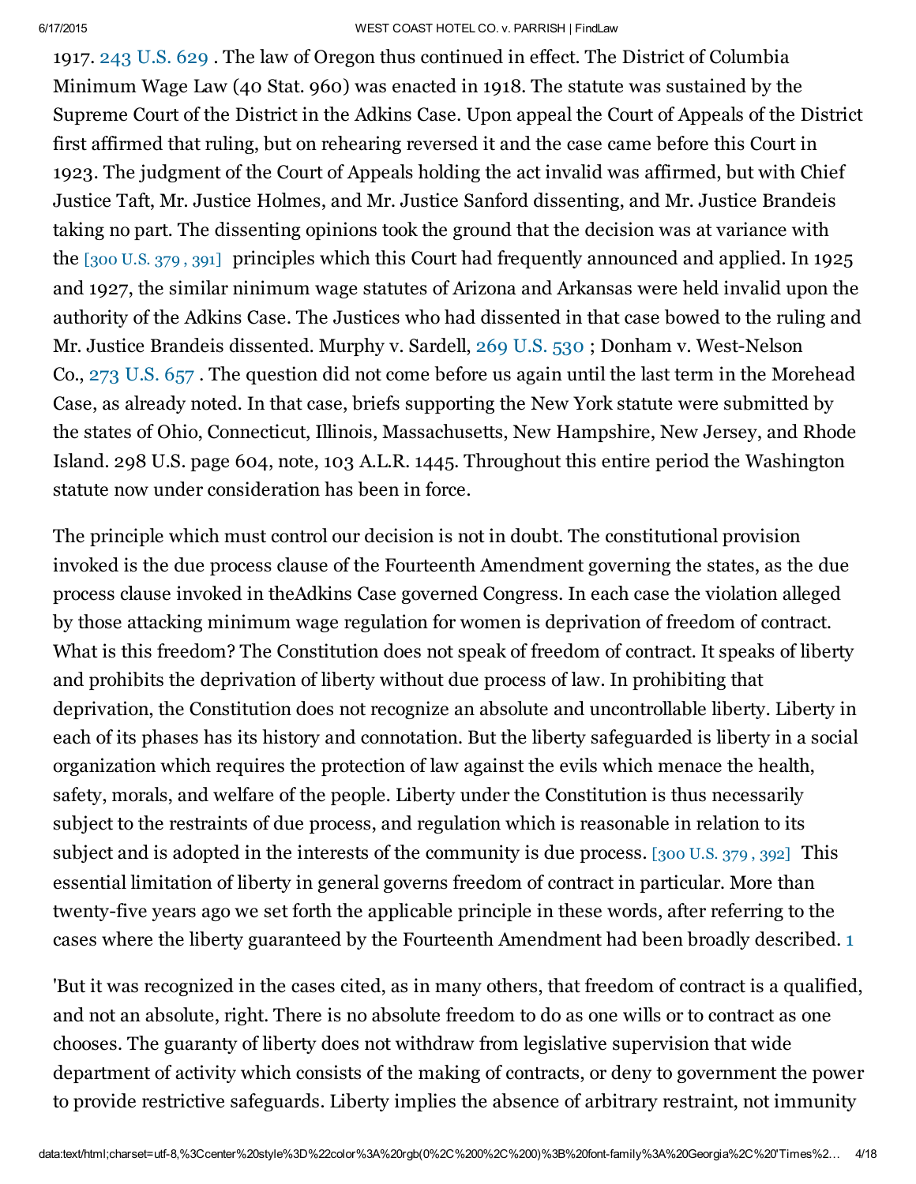1917. 243 U.S. 629 . The law of Oregon thus continued in effect. The District of Columbia Minimum Wage Law (40 Stat. 960) was enacted in 1918. The statute was sustained by the Supreme Court of the District in the Adkins Case. Upon appeal the Court of Appeals of the District first affirmed that ruling, but on rehearing reversed it and the case came before this Court in 1923. The judgment of the Court of Appeals holding the act invalid was affirmed, but with Chief Justice Taft, Mr. Justice Holmes, and Mr. Justice Sanford dissenting, and Mr. Justice Brandeis taking no part. The dissenting opinions took the ground that the decision was at variance with the [300 U.S. 379 , 391] principles which this Court had frequently announced and applied. In 1925 and 1927, the similar ninimum wage statutes of Arizona and Arkansas were held invalid upon the authority of the Adkins Case. The Justices who had dissented in that case bowed to the ruling and Mr. Justice Brandeis dissented. Murphy v. Sardell, 269 U.S. 530 ; Donham v. West-Nelson Co., 273 U.S. 657 . The question did not come before us again until the last term in the Morehead Case, as already noted. In that case, briefs supporting the New York statute were submitted by the states of Ohio, Connecticut, Illinois, Massachusetts, New Hampshire, New Jersey, and Rhode Island. 298 U.S. page 604, note, 103 A.L.R. 1445. Throughout this entire period the Washington statute now under consideration has been in force.

The principle which must control our decision is not in doubt. The constitutional provision invoked is the due process clause of the Fourteenth Amendment governing the states, as the due process clause invoked in theAdkins Case governed Congress. In each case the violation alleged by those attacking minimum wage regulation for women is deprivation of freedom of contract. What is this freedom? The Constitution does not speak of freedom of contract. It speaks of liberty and prohibits the deprivation of liberty without due process of law. In prohibiting that deprivation, the Constitution does not recognize an absolute and uncontrollable liberty. Liberty in each of its phases has its history and connotation. But the liberty safeguarded is liberty in a social organization which requires the protection of law against the evils which menace the health, safety, morals, and welfare of the people. Liberty under the Constitution is thus necessarily subject to the restraints of due process, and regulation which is reasonable in relation to its subject and is adopted in the interests of the community is due process. [300 U.S. 379 , 392] This essential limitation of liberty in general governs freedom of contract in particular. More than twenty-five years ago we set forth the applicable principle in these words, after referring to the cases where the liberty guaranteed by the Fourteenth Amendment had been broadly described. 1

'But it was recognized in the cases cited, as in many others, that freedom of contract is a qualified, and not an absolute, right. There is no absolute freedom to do as one wills or to contract as one chooses. The guaranty of liberty does not withdraw from legislative supervision that wide department of activity which consists of the making of contracts, or deny to government the power to provide restrictive safeguards. Liberty implies the absence of arbitrary restraint, not immunity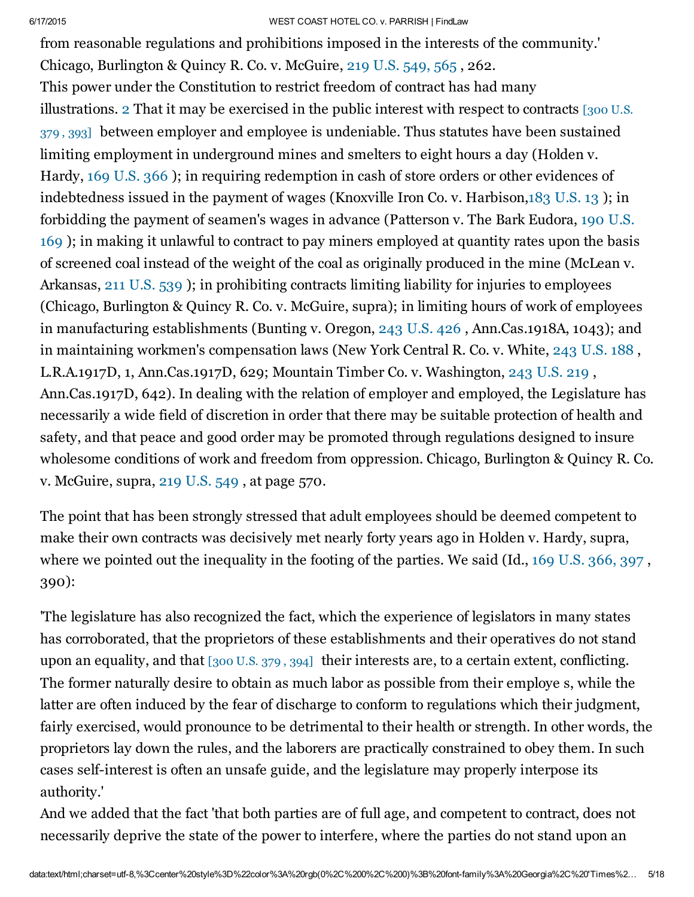from reasonable regulations and prohibitions imposed in the interests of the community.' Chicago, Burlington & Quincy R. Co. v. McGuire, 219 U.S. 549, 565 , 262.

This power under the Constitution to restrict freedom of contract has had many illustrations. 2 That it may be exercised in the public interest with respect to contracts [300 U.S. 379 , 393] between employer and employee is undeniable. Thus statutes have been sustained limiting employment in underground mines and smelters to eight hours a day (Holden v. Hardy, 169 U.S. 366 ); in requiring redemption in cash of store orders or other evidences of indebtedness issued in the payment of wages (Knoxville Iron Co. v. Harbison,183 U.S. 13 ); in forbidding the payment of seamen's wages in advance (Patterson v. The Bark Eudora, 190 U.S. 169 ); in making it unlawful to contract to pay miners employed at quantity rates upon the basis of screened coal instead of the weight of the coal as originally produced in the mine (McLean v. Arkansas, 211 U.S. 539 ); in prohibiting contracts limiting liability for injuries to employees (Chicago, Burlington & Quincy R. Co. v. McGuire, supra); in limiting hours of work of employees in manufacturing establishments (Bunting v. Oregon, 243 U.S. 426 , Ann.Cas.1918A, 1043); and in maintaining workmen's compensation laws (New York Central R. Co. v. White, 243 U.S. 188 , L.R.A.1917D, 1, Ann.Cas.1917D, 629; Mountain Timber Co. v. Washington, 243 U.S. 219 , Ann.Cas.1917D, 642). In dealing with the relation of employer and employed, the Legislature has necessarily a wide field of discretion in order that there may be suitable protection of health and safety, and that peace and good order may be promoted through regulations designed to insure wholesome conditions of work and freedom from oppression. Chicago, Burlington & Quincy R. Co. v. McGuire, supra, 219 U.S. 549 , at page 570.

The point that has been strongly stressed that adult employees should be deemed competent to make their own contracts was decisively met nearly forty years ago in Holden v. Hardy, supra, where we pointed out the inequality in the footing of the parties. We said (Id., 169 U.S. 366, 397 , 390):

'The legislature has also recognized the fact, which the experience of legislators in many states has corroborated, that the proprietors of these establishments and their operatives do not stand upon an equality, and that [300 U.S. 379 , 394] their interests are, to a certain extent, conflicting. The former naturally desire to obtain as much labor as possible from their employe s, while the latter are often induced by the fear of discharge to conform to regulations which their judgment, fairly exercised, would pronounce to be detrimental to their health or strength. In other words, the proprietors lay down the rules, and the laborers are practically constrained to obey them. In such cases self-interest is often an unsafe guide, and the legislature may properly interpose its authority.'

And we added that the fact 'that both parties are of full age, and competent to contract, does not necessarily deprive the state of the power to interfere, where the parties do not stand upon an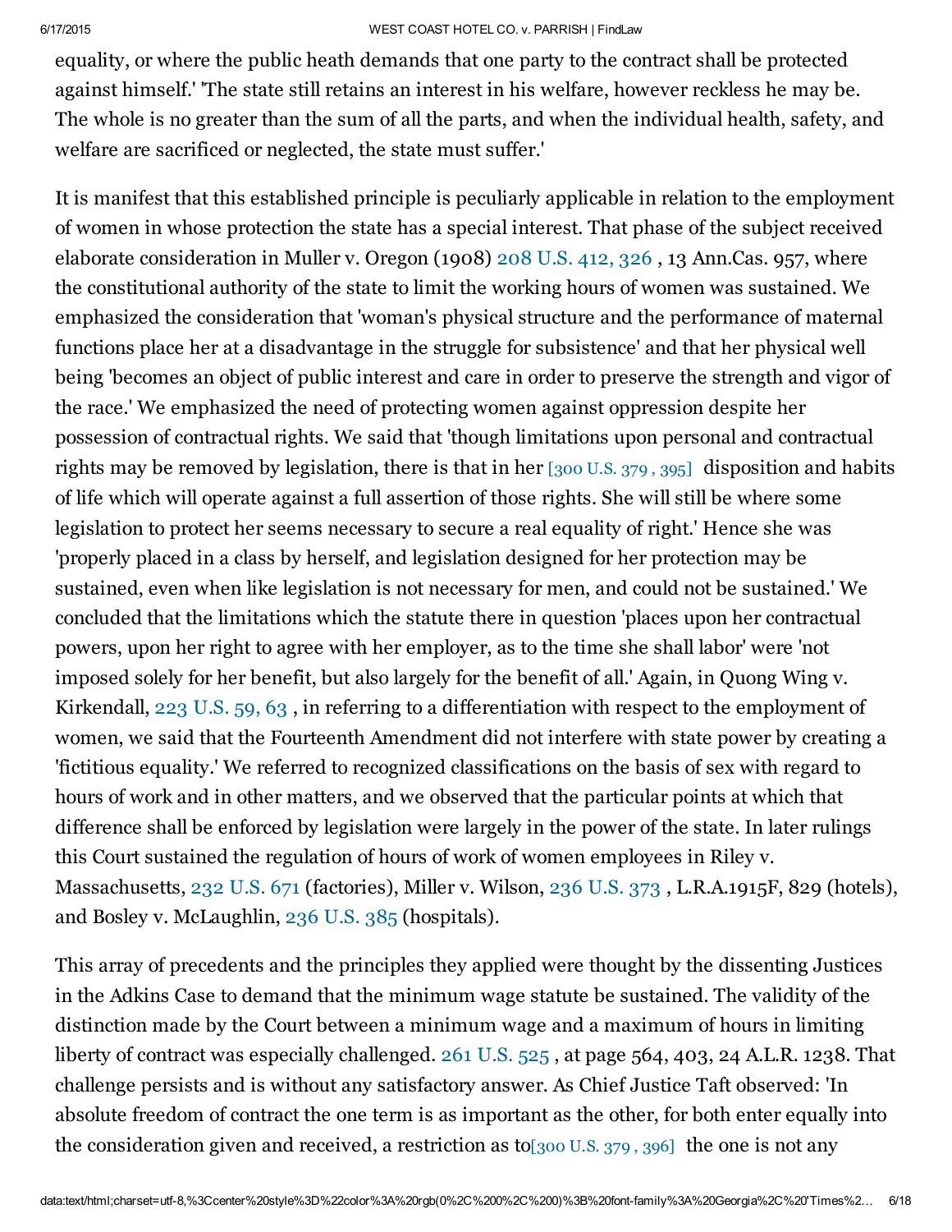equality, or where the public heath demands that one party to the contract shall be protected against himself.' 'The state still retains an interest in his welfare, however reckless he may be. The whole is no greater than the sum of all the parts, and when the individual health, safety, and welfare are sacrificed or neglected, the state must suffer.'

It is manifest that this established principle is peculiarly applicable in relation to the employment of women in whose protection the state has a special interest. That phase of the subject received elaborate consideration in Muller v. Oregon (1908) 208 U.S. 412, 326 , 13 Ann.Cas. 957, where the constitutional authority of the state to limit the working hours of women was sustained. We emphasized the consideration that 'woman's physical structure and the performance of maternal functions place her at a disadvantage in the struggle for subsistence' and that her physical well being 'becomes an object of public interest and care in order to preserve the strength and vigor of the race.' We emphasized the need of protecting women against oppression despite her possession of contractual rights. We said that 'though limitations upon personal and contractual rights may be removed by legislation, there is that in her [300 U.S. 379 , 395] disposition and habits of life which will operate against a full assertion of those rights. She will still be where some legislation to protect her seems necessary to secure a real equality of right.' Hence she was 'properly placed in a class by herself, and legislation designed for her protection may be sustained, even when like legislation is not necessary for men, and could not be sustained.' We concluded that the limitations which the statute there in question 'places upon her contractual powers, upon her right to agree with her employer, as to the time she shall labor' were 'not imposed solely for her benefit, but also largely for the benefit of all.' Again, in Quong Wing v. Kirkendall, 223 U.S. 59, 63 , in referring to a differentiation with respect to the employment of women, we said that the Fourteenth Amendment did not interfere with state power by creating a 'fictitious equality.' We referred to recognized classifications on the basis of sex with regard to hours of work and in other matters, and we observed that the particular points at which that difference shall be enforced by legislation were largely in the power of the state. In later rulings this Court sustained the regulation of hours of work of women employees in Riley v. Massachusetts, 232 U.S. 671 (factories), Miller v. Wilson, 236 U.S. 373 , L.R.A.1915F, 829 (hotels), and Bosley v. McLaughlin, 236 U.S. 385 (hospitals).

This array of precedents and the principles they applied were thought by the dissenting Justices in the Adkins Case to demand that the minimum wage statute be sustained. The validity of the distinction made by the Court between a minimum wage and a maximum of hours in limiting liberty of contract was especially challenged. 261 U.S. 525 , at page 564, 403, 24 A.L.R. 1238. That challenge persists and is without any satisfactory answer. As Chief Justice Taft observed: 'In absolute freedom of contract the one term is as important as the other, for both enter equally into the consideration given and received, a restriction as to[300 U.S. 379 , 396] the one is not any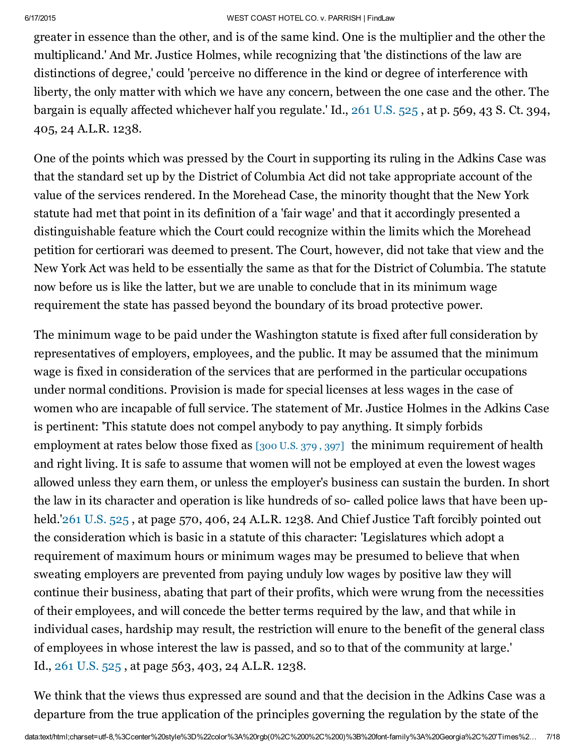greater in essence than the other, and is of the same kind. One is the multiplier and the other the multiplicand.' And Mr. Justice Holmes, while recognizing that 'the distinctions of the law are distinctions of degree,' could 'perceive no difference in the kind or degree of interference with liberty, the only matter with which we have any concern, between the one case and the other. The bargain is equally affected whichever half you regulate.' Id., 261 U.S. 525 , at p. 569, 43 S. Ct. 394, 405, 24 A.L.R. 1238.

One of the points which was pressed by the Court in supporting its ruling in the Adkins Case was that the standard set up by the District of Columbia Act did not take appropriate account of the value of the services rendered. In the Morehead Case, the minority thought that the New York statute had met that point in its definition of a 'fair wage' and that it accordingly presented a distinguishable feature which the Court could recognize within the limits which the Morehead petition for certiorari was deemed to present. The Court, however, did not take that view and the New York Act was held to be essentially the same as that for the District of Columbia. The statute now before us is like the latter, but we are unable to conclude that in its minimum wage requirement the state has passed beyond the boundary of its broad protective power.

The minimum wage to be paid under the Washington statute is fixed after full consideration by representatives of employers, employees, and the public. It may be assumed that the minimum wage is fixed in consideration of the services that are performed in the particular occupations under normal conditions. Provision is made for special licenses at less wages in the case of women who are incapable of full service. The statement of Mr. Justice Holmes in the Adkins Case is pertinent: 'This statute does not compel anybody to pay anything. It simply forbids employment at rates below those fixed as [300 U.S. 379 , 397] the minimum requirement of health and right living. It is safe to assume that women will not be employed at even the lowest wages allowed unless they earn them, or unless the employer's business can sustain the burden. In short the law in its character and operation is like hundreds of so- called police laws that have been up- held.'261 U.S. 525 , at page 570, 406, 24 A.L.R. 1238. And Chief Justice Taft forcibly pointed out the consideration which is basic in a statute of this character: 'Legislatures which adopt a requirement of maximum hours or minimum wages may be presumed to believe that when sweating employers are prevented from paying unduly low wages by positive law they will continue their business, abating that part of their profits, which were wrung from the necessities of their employees, and will concede the better terms required by the law, and that while in individual cases, hardship may result, the restriction will enure to the benefit of the general class of employees in whose interest the law is passed, and so to that of the community at large.' Id., 261 U.S. 525 , at page 563, 403, 24 A.L.R. 1238.

We think that the views thus expressed are sound and that the decision in the Adkins Case was a departure from the true application of the principles governing the regulation by the state of the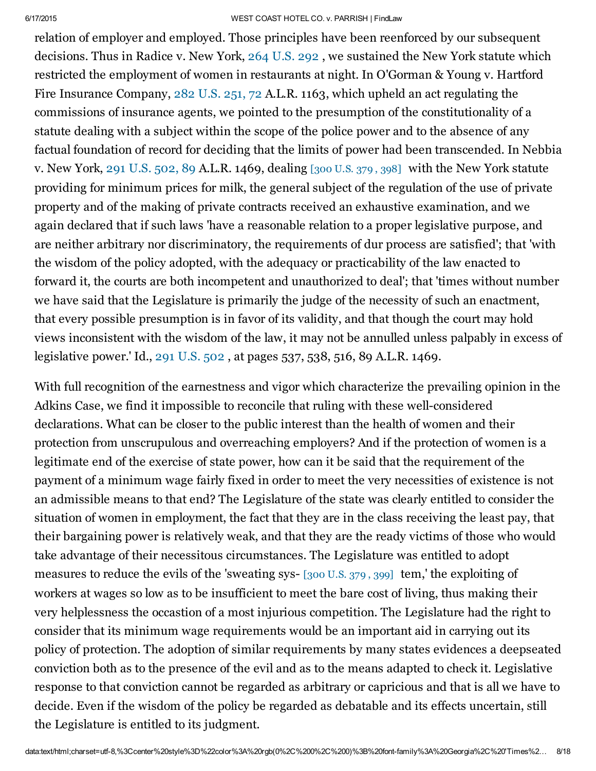relation of employer and employed. Those principles have been reenforced by our subsequent decisions. Thus in Radice v. New York, 264 U.S. 292 , we sustained the New York statute which restricted the employment of women in restaurants at night. In O'Gorman & Young v. Hartford Fire Insurance Company, 282 U.S. 251, 72 A.L.R. 1163, which upheld an act regulating the commissions of insurance agents, we pointed to the presumption of the constitutionality of a statute dealing with a subject within the scope of the police power and to the absence of any factual foundation of record for deciding that the limits of power had been transcended. In Nebbia v. New York, 291 U.S. 502, 89 A.L.R. 1469, dealing [300 U.S. 379 , 398] with the New York statute providing for minimum prices for milk, the general subject of the regulation of the use of private property and of the making of private contracts received an exhaustive examination, and we again declared that if such laws 'have a reasonable relation to a proper legislative purpose, and are neither arbitrary nor discriminatory, the requirements of dur process are satisfied'; that 'with the wisdom of the policy adopted, with the adequacy or practicability of the law enacted to forward it, the courts are both incompetent and unauthorized to deal'; that 'times without number we have said that the Legislature is primarily the judge of the necessity of such an enactment, that every possible presumption is in favor of its validity, and that though the court may hold views inconsistent with the wisdom of the law, it may not be annulled unless palpably in excess of legislative power.' Id., 291 U.S. 502 , at pages 537, 538, 516, 89 A.L.R. 1469.

With full recognition of the earnestness and vigor which characterize the prevailing opinion in the Adkins Case, we find it impossible to reconcile that ruling with these well-considered declarations. What can be closer to the public interest than the health of women and their protection from unscrupulous and overreaching employers? And if the protection of women is a legitimate end of the exercise of state power, how can it be said that the requirement of the payment of a minimum wage fairly fixed in order to meet the very necessities of existence is not an admissible means to that end? The Legislature of the state was clearly entitled to consider the situation of women in employment, the fact that they are in the class receiving the least pay, that their bargaining power is relatively weak, and that they are the ready victims of those who would take advantage of their necessitous circumstances. The Legislature was entitled to adopt measures to reduce the evils of the 'sweating sys- [300 U.S. 379 , 399] tem,' the exploiting of workers at wages so low as to be insufficient to meet the bare cost of living, thus making their very helplessness the occasion of a most injurious competition. The Legislature had the right to consider that its minimum wage requirements would be an important aid in carrying out its policy of protection. The adoption of similar requirements by many states evidences a deepseated conviction both as to the presence of the evil and as to the means adapted to check it. Legislative response to that conviction cannot be regarded as arbitrary or capricious and that is all we have to decide. Even if the wisdom of the policy be regarded as debatable and its effects uncertain, still the Legislature is entitled to its judgment.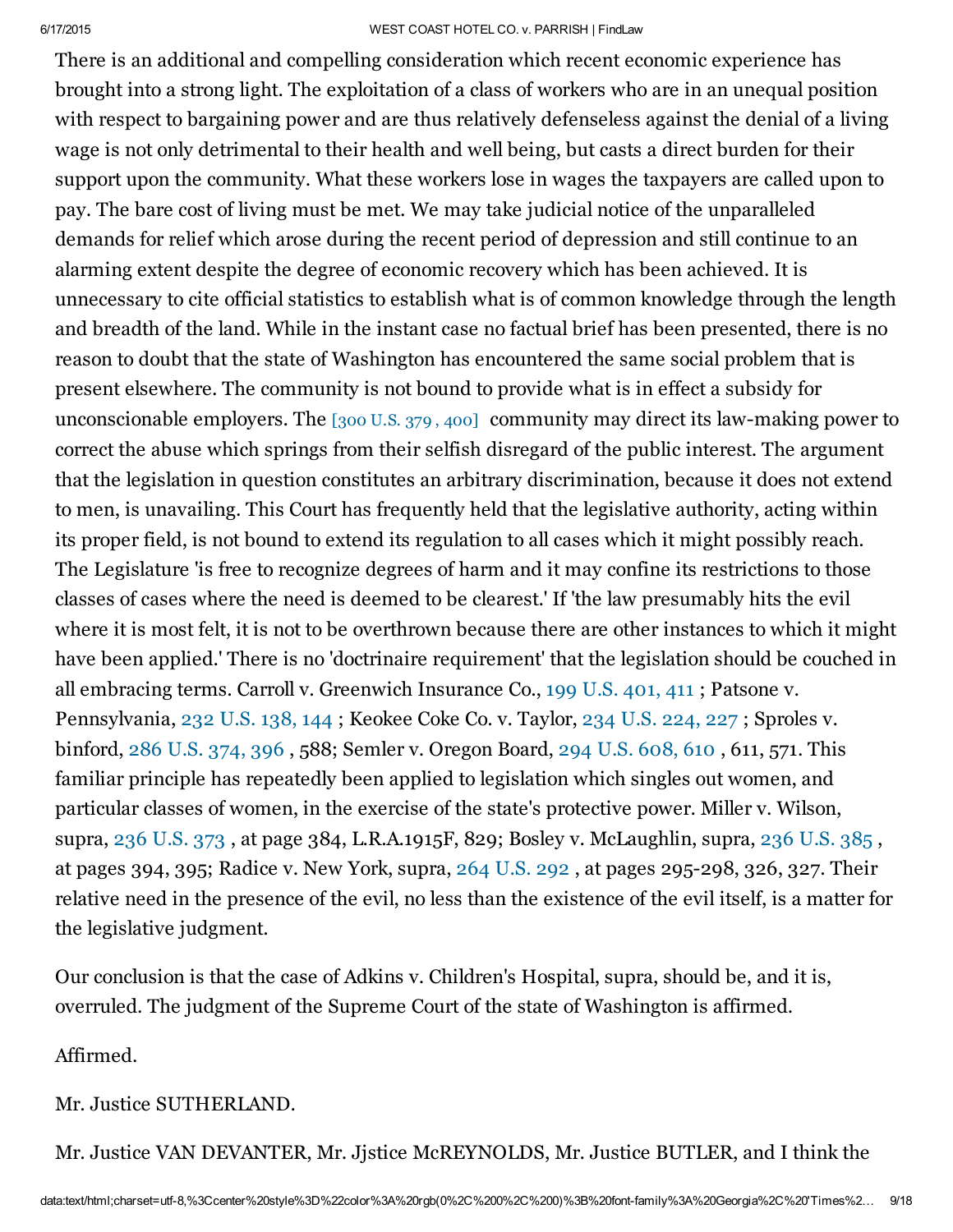There is an additional and compelling consideration which recent economic experience has brought into a strong light. The exploitation of a class of workers who are in an unequal position with respect to bargaining power and are thus relatively defenseless against the denial of a living wage is not only detrimental to their health and well being, but casts a direct burden for their support upon the community. What these workers lose in wages the taxpayers are called upon to pay. The bare cost of living must be met. We may take judicial notice of the unparalleled demands for relief which arose during the recent period of depression and still continue to an alarming extent despite the degree of economic recovery which has been achieved. It is unnecessary to cite official statistics to establish what is of common knowledge through the length and breadth of the land. While in the instant case no factual brief has been presented, there is no reason to doubt that the state of Washington has encountered the same social problem that is present elsewhere. The community is not bound to provide what is in effect a subsidy for unconscionable employers. The [300 U.S. 379, 400] community may direct its law-making power to correct the abuse which springs from their selfish disregard of the public interest. The argument that the legislation in question constitutes an arbitrary discrimination, because it does not extend to men, is unavailing. This Court has frequently held that the legislative authority, acting within its proper field, is not bound to extend its regulation to all cases which it might possibly reach. The Legislature 'is free to recognize degrees of harm and it may confine its restrictions to those classes of cases where the need is deemed to be clearest.' If 'the law presumably hits the evil where it is most felt, it is not to be overthrown because there are other instances to which it might have been applied.' There is no 'doctrinaire requirement' that the legislation should be couched in all embracing terms. Carroll v. Greenwich Insurance Co., 199 U.S. 401, 411 ; Patsone v. Pennsylvania, 232 U.S. 138, 144 ; Keokee Coke Co. v. Taylor, 234 U.S. 224, 227 ; Sproles v. binford, 286 U.S. 374, 396 , 588; Semler v. Oregon Board, 294 U.S. 608, 610 , 611, 571. This familiar principle has repeatedly been applied to legislation which singles out women, and particular classes of women, in the exercise of the state's protective power. Miller v. Wilson, supra, 236 U.S. 373 , at page 384, L.R.A.1915F, 829; Bosley v. McLaughlin, supra, 236 U.S. 385 , at pages 394, 395; Radice v. New York, supra, 264 U.S. 292 , at pages 295-298, 326, 327. Their relative need in the presence of the evil, no less than the existence of the evil itself, is a matter for the legislative judgment.

Our conclusion is that the case of Adkins v. Children's Hospital, supra, should be, and it is, overruled. The judgment of the Supreme Court of the state of Washington is affirmed.

Affirmed.

Mr. Justice SUTHERLAND.

Mr. Justice VAN DEVANTER, Mr. Jjstice McREYNOLDS, Mr. Justice BUTLER, and I think the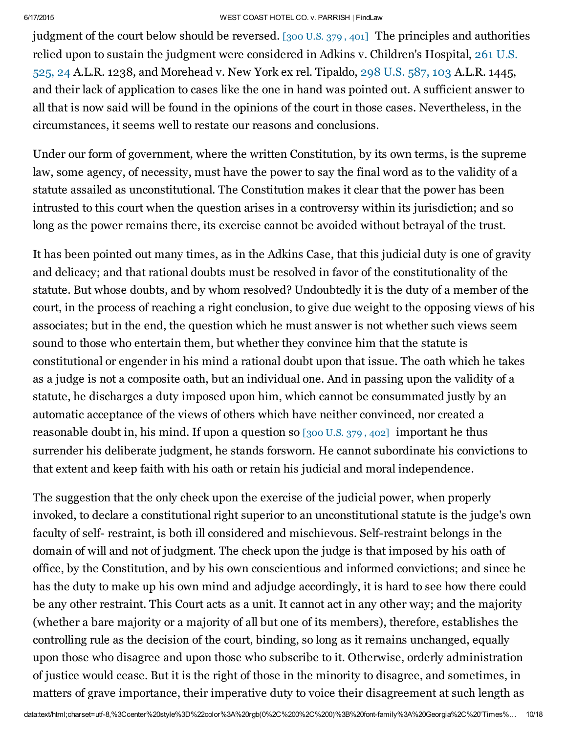judgment of the court below should be reversed. [300 U.S. 379 , 401] The principles and authorities relied upon to sustain the judgment were considered in Adkins v. Children's Hospital, 261 U.S. 525, 24 A.L.R. 1238, and Morehead v. New York ex rel. Tipaldo, 298 U.S. 587, 103 A.L.R. 1445, and their lack of application to cases like the one in hand was pointed out. A sufficient answer to all that is now said will be found in the opinions of the court in those cases. Nevertheless, in the circumstances, it seems well to restate our reasons and conclusions.

Under our form of government, where the written Constitution, by its own terms, is the supreme law, some agency, of necessity, must have the power to say the final word as to the validity of a statute assailed as unconstitutional. The Constitution makes it clear that the power has been intrusted to this court when the question arises in a controversy within its jurisdiction; and so long as the power remains there, its exercise cannot be avoided without betrayal of the trust.

It has been pointed out many times, as in the Adkins Case, that this judicial duty is one of gravity and delicacy; and that rational doubts must be resolved in favor of the constitutionality of the statute. But whose doubts, and by whom resolved? Undoubtedly it is the duty of a member of the court, in the process of reaching a right conclusion, to give due weight to the opposing views of his associates; but in the end, the question which he must answer is not whether such views seem sound to those who entertain them, but whether they convince him that the statute is constitutional or engender in his mind a rational doubt upon that issue. The oath which he takes as a judge is not a composite oath, but an individual one. And in passing upon the validity of a statute, he discharges a duty imposed upon him, which cannot be consummated justly by an automatic acceptance of the views of others which have neither convinced, nor created a reasonable doubt in, his mind. If upon a question so [300 U.S. 379 , 402] important he thus surrender his deliberate judgment, he stands forsworn. He cannot subordinate his convictions to that extent and keep faith with his oath or retain his judicial and moral independence.

The suggestion that the only check upon the exercise of the judicial power, when properly invoked, to declare a constitutional right superior to an unconstitutional statute is the judge's own faculty of self- restraint, is both ill considered and mischievous. Self-restraint belongs in the domain of will and not of judgment. The check upon the judge is that imposed by his oath of office, by the Constitution, and by his own conscientious and informed convictions; and since he has the duty to make up his own mind and adjudge accordingly, it is hard to see how there could be any other restraint. This Court acts as a unit. It cannot act in any other way; and the majority (whether a bare majority or a majority of all but one of its members), therefore, establishes the controlling rule as the decision of the court, binding, so long as it remains unchanged, equally upon those who disagree and upon those who subscribe to it. Otherwise, orderly administration of justice would cease. But it is the right of those in the minority to disagree, and sometimes, in matters of grave importance, their imperative duty to voice their disagreement at such length as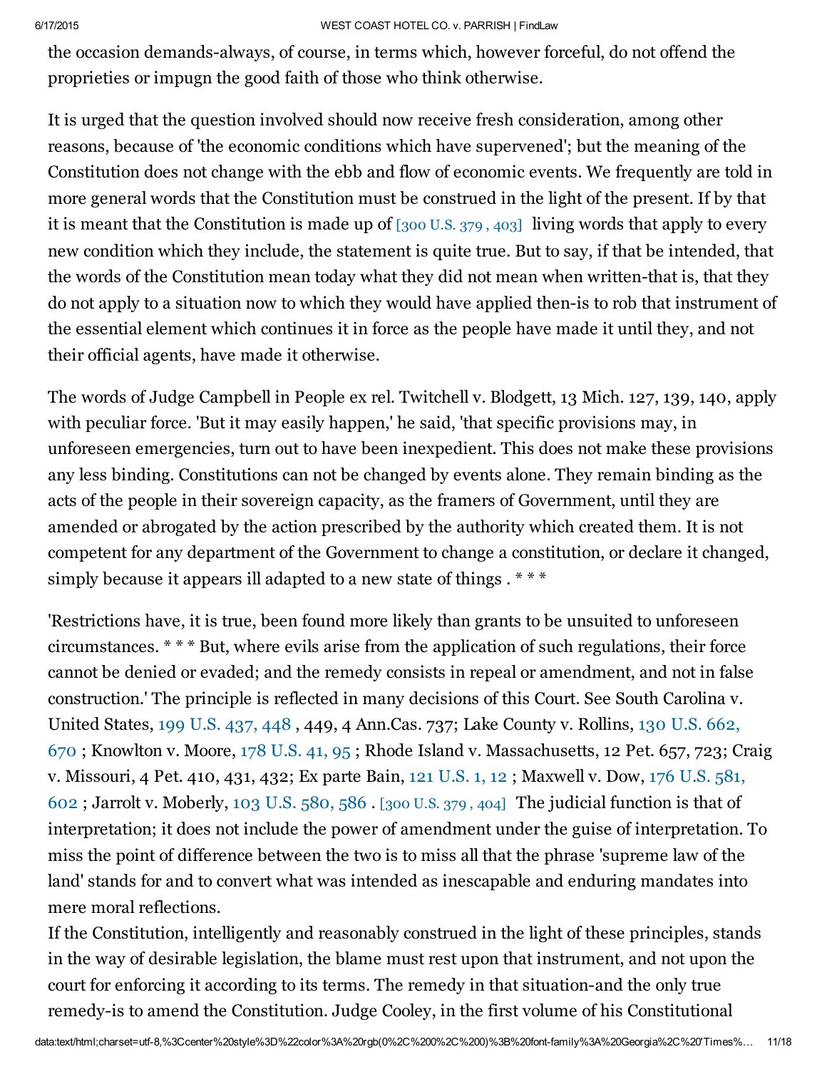the occasion demands-always, of course, in terms which, however forceful, do not offend the proprieties or impugn the good faith of those who think otherwise.

It is urged that the question involved should now receive fresh consideration, among other reasons, because of 'the economic conditions which have supervened'; but the meaning of the Constitution does not change with the ebb and flow of economic events. We frequently are told in more general words that the Constitution must be construed in the light of the present. If by that it is meant that the Constitution is made up of [300 U.S. 379 , 403] living words that apply to every new condition which they include, the statement is quite true. But to say, if that be intended, that the words of the Constitution mean today what they did not mean when written-that is, that they do not apply to a situation now to which they would have applied then-is to rob that instrument of the essential element which continues it in force as the people have made it until they, and not their official agents, have made it otherwise.

The words of Judge Campbell in People ex rel. Twitchell v. Blodgett, 13 Mich. 127, 139, 140, apply with peculiar force. 'But it may easily happen,' he said, 'that specific provisions may, in unforeseen emergencies, turn out to have been inexpedient. This does not make these provisions any less binding. Constitutions can not be changed by events alone. They remain binding as the acts of the people in their sovereign capacity, as the framers of Government, until they are amended or abrogated by the action prescribed by the authority which created them. It is not competent for any department of the Government to change a constitution, or declare it changed, simply because it appears ill adapted to a new state of things . * * *

'Restrictions have, it is true, been found more likely than grants to be unsuited to unforeseen circumstances. * * * But, where evils arise from the application of such regulations, their force cannot be denied or evaded; and the remedy consists in repeal or amendment, and not in false construction.' The principle is reflected in many decisions of this Court. See South Carolina v. United States, 199 U.S. 437, 448 , 449, 4 Ann.Cas. 737; Lake County v. Rollins, 130 U.S. 662, 670 ; Knowlton v. Moore, 178 U.S. 41, 95 ; Rhode Island v. Massachusetts, 12 Pet. 657, 723; Craig v. Missouri, 4 Pet. 410, 431, 432; Ex parte Bain, 121 U.S. 1, 12 ; Maxwell v. Dow, 176 U.S. 581, 602 ; Jarrolt v. Moberly, 103 U.S. 580, 586 . [300 U.S. 379 , 404] The judicial function is that of interpretation; it does not include the power of amendment under the guise of interpretation. To miss the point of difference between the two is to miss all that the phrase 'supreme law of the land' stands for and to convert what was intended as inescapable and enduring mandates into mere moral reflections.

If the Constitution, intelligently and reasonably construed in the light of these principles, stands in the way of desirable legislation, the blame must rest upon that instrument, and not upon the court for enforcing it according to its terms. The remedy in that situation-and the only true remedy-is to amend the Constitution. Judge Cooley, in the first volume of his Constitutional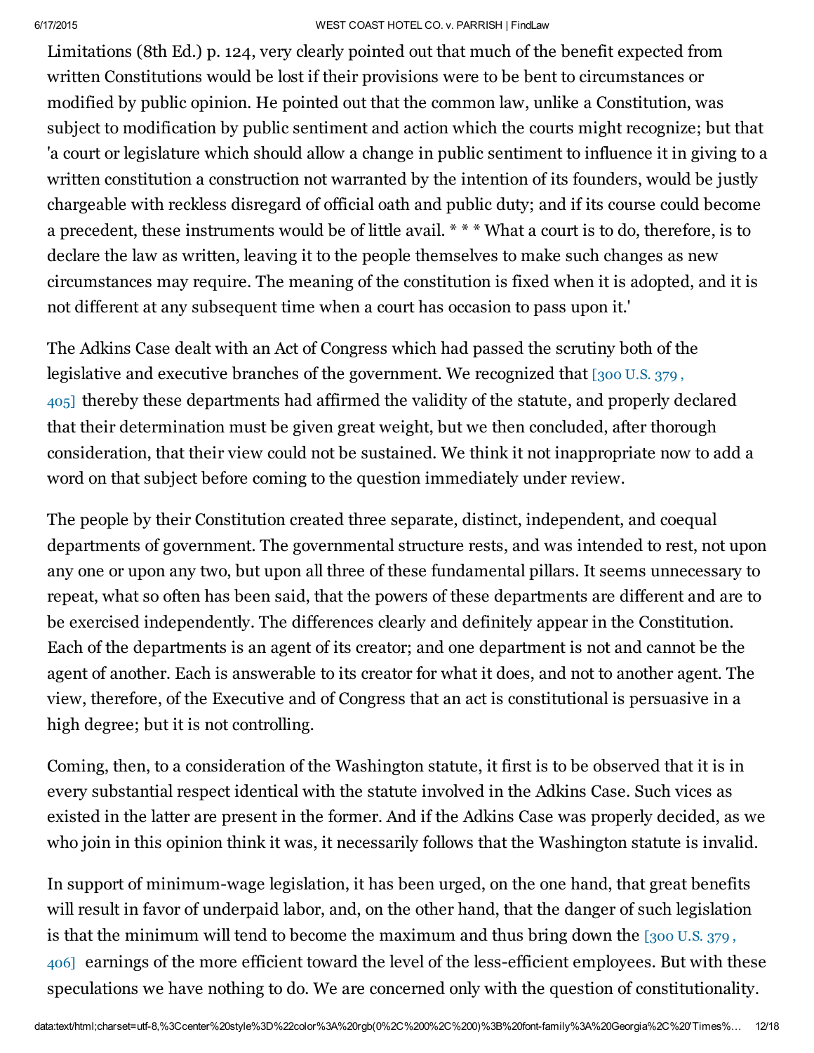Limitations (8th Ed.) p. 124, very clearly pointed out that much of the benefit expected from written Constitutions would be lost if their provisions were to be bent to circumstances or modified by public opinion. He pointed out that the common law, unlike a Constitution, was subject to modification by public sentiment and action which the courts might recognize; but that 'a court or legislature which should allow a change in public sentiment to influence it in giving to a written constitution a construction not warranted by the intention of its founders, would be justly chargeable with reckless disregard of official oath and public duty; and if its course could become a precedent, these instruments would be of little avail. * * * What a court is to do, therefore, is to declare the law as written, leaving it to the people themselves to make such changes as new circumstances may require. The meaning of the constitution is fixed when it is adopted, and it is not different at any subsequent time when a court has occasion to pass upon it.'

The Adkins Case dealt with an Act of Congress which had passed the scrutiny both of the legislative and executive branches of the government. We recognized that [300 U.S. 379 , 405] thereby these departments had affirmed the validity of the statute, and properly declared that their determination must be given great weight, but we then concluded, after thorough consideration, that their view could not be sustained. We think it not inappropriate now to add a word on that subject before coming to the question immediately under review.

The people by their Constitution created three separate, distinct, independent, and coequal departments of government. The governmental structure rests, and was intended to rest, not upon any one or upon any two, but upon all three of these fundamental pillars. It seems unnecessary to repeat, what so often has been said, that the powers of these departments are different and are to be exercised independently. The differences clearly and definitely appear in the Constitution. Each of the departments is an agent of its creator; and one department is not and cannot be the agent of another. Each is answerable to its creator for what it does, and not to another agent. The view, therefore, of the Executive and of Congress that an act is constitutional is persuasive in a high degree; but it is not controlling.

Coming, then, to a consideration of the Washington statute, it first is to be observed that it is in every substantial respect identical with the statute involved in the Adkins Case. Such vices as existed in the latter are present in the former. And if the Adkins Case was properly decided, as we who join in this opinion think it was, it necessarily follows that the Washington statute is invalid.

In support of minimum-wage legislation, it has been urged, on the one hand, that great benefits will result in favor of underpaid labor, and, on the other hand, that the danger of such legislation is that the minimum will tend to become the maximum and thus bring down the [300 U.S. 379 , 406] earnings of the more efficient toward the level of the less-efficient employees. But with these speculations we have nothing to do. We are concerned only with the question of constitutionality.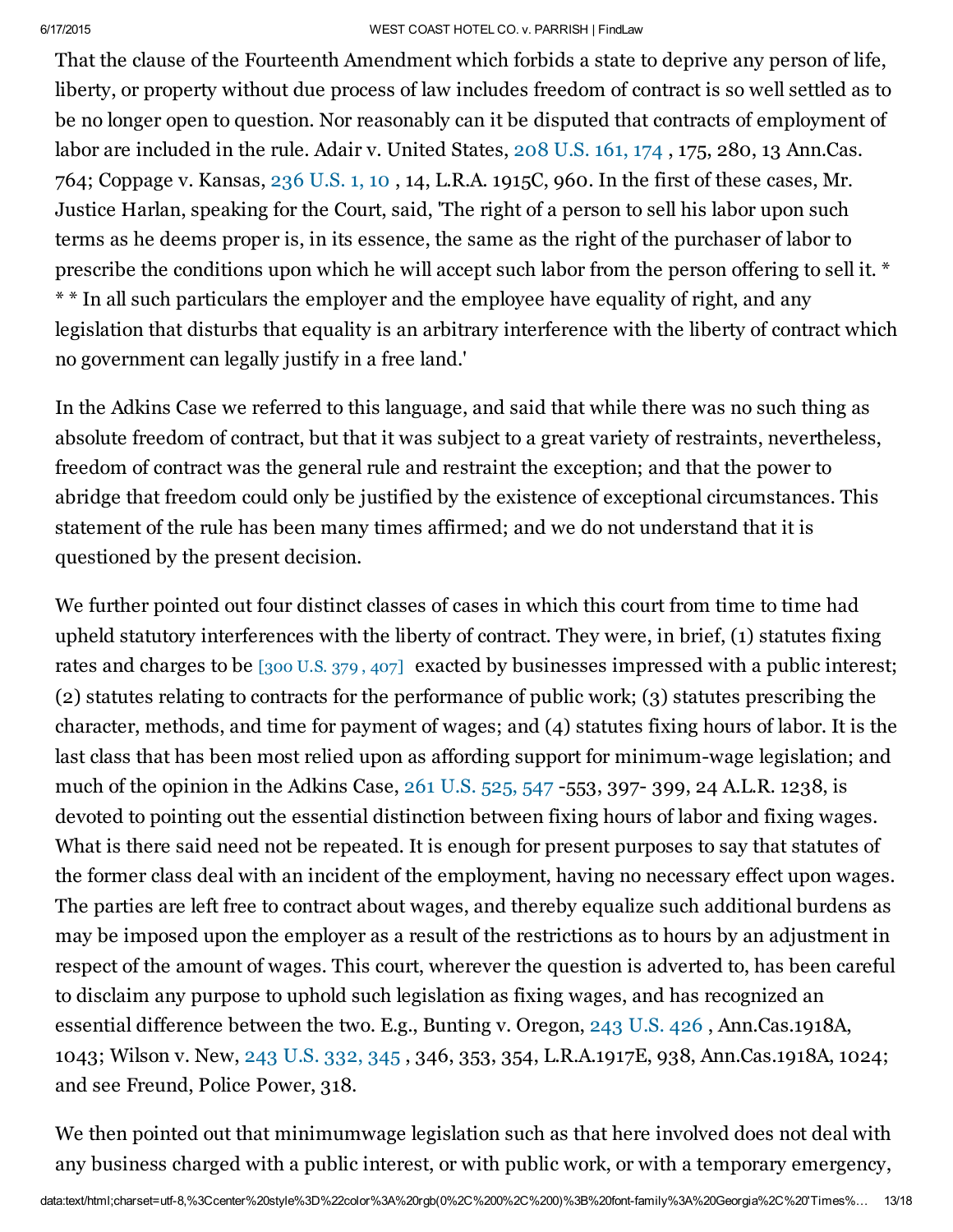That the clause of the Fourteenth Amendment which forbids a state to deprive any person of life, liberty, or property without due process of law includes freedom of contract is so well settled as to be no longer open to question. Nor reasonably can it be disputed that contracts of employment of labor are included in the rule. Adair v. United States, 208 U.S. 161, 174 , 175, 280, 13 Ann.Cas. 764; Coppage v. Kansas, 236 U.S. 1, 10 , 14, L.R.A. 1915C, 960. In the first of these cases, Mr. Justice Harlan, speaking for the Court, said, 'The right of a person to sell his labor upon such terms as he deems proper is, in its essence, the same as the right of the purchaser of labor to prescribe the conditions upon which he will accept such labor from the person offering to sell it. * * * In all such particulars the employer and the employee have equality of right, and any legislation that disturbs that equality is an arbitrary interference with the liberty of contract which no government can legally justify in a free land.'

In the Adkins Case we referred to this language, and said that while there was no such thing as absolute freedom of contract, but that it was subject to a great variety of restraints, nevertheless, freedom of contract was the general rule and restraint the exception; and that the power to abridge that freedom could only be justified by the existence of exceptional circumstances. This statement of the rule has been many times affirmed; and we do not understand that it is questioned by the present decision.

We further pointed out four distinct classes of cases in which this court from time to time had upheld statutory interferences with the liberty of contract. They were, in brief, (1) statutes fixing rates and charges to be [300 U.S. 379 , 407] exacted by businesses impressed with a public interest; (2) statutes relating to contracts for the performance of public work; (3) statutes prescribing the character, methods, and time for payment of wages; and (4) statutes fixing hours of labor. It is the last class that has been most relied upon as affording support for minimum-wage legislation; and much of the opinion in the Adkins Case, 261 U.S. 525, 547 -553, 397- 399, 24 A.L.R. 1238, is devoted to pointing out the essential distinction between fixing hours of labor and fixing wages. What is there said need not be repeated. It is enough for present purposes to say that statutes of the former class deal with an incident of the employment, having no necessary effect upon wages. The parties are left free to contract about wages, and thereby equalize such additional burdens as may be imposed upon the employer as a result of the restrictions as to hours by an adjustment in respect of the amount of wages. This court, wherever the question is adverted to, has been careful to disclaim any purpose to uphold such legislation as fixing wages, and has recognized an essential difference between the two. E.g., Bunting v. Oregon, 243 U.S. 426 , Ann.Cas.1918A, 1043; Wilson v. New, 243 U.S. 332, 345 , 346, 353, 354, L.R.A.1917E, 938, Ann.Cas.1918A, 1024; and see Freund, Police Power, 318.

We then pointed out that minimumwage legislation such as that here involved does not deal with any business charged with a public interest, or with public work, or with a temporary emergency,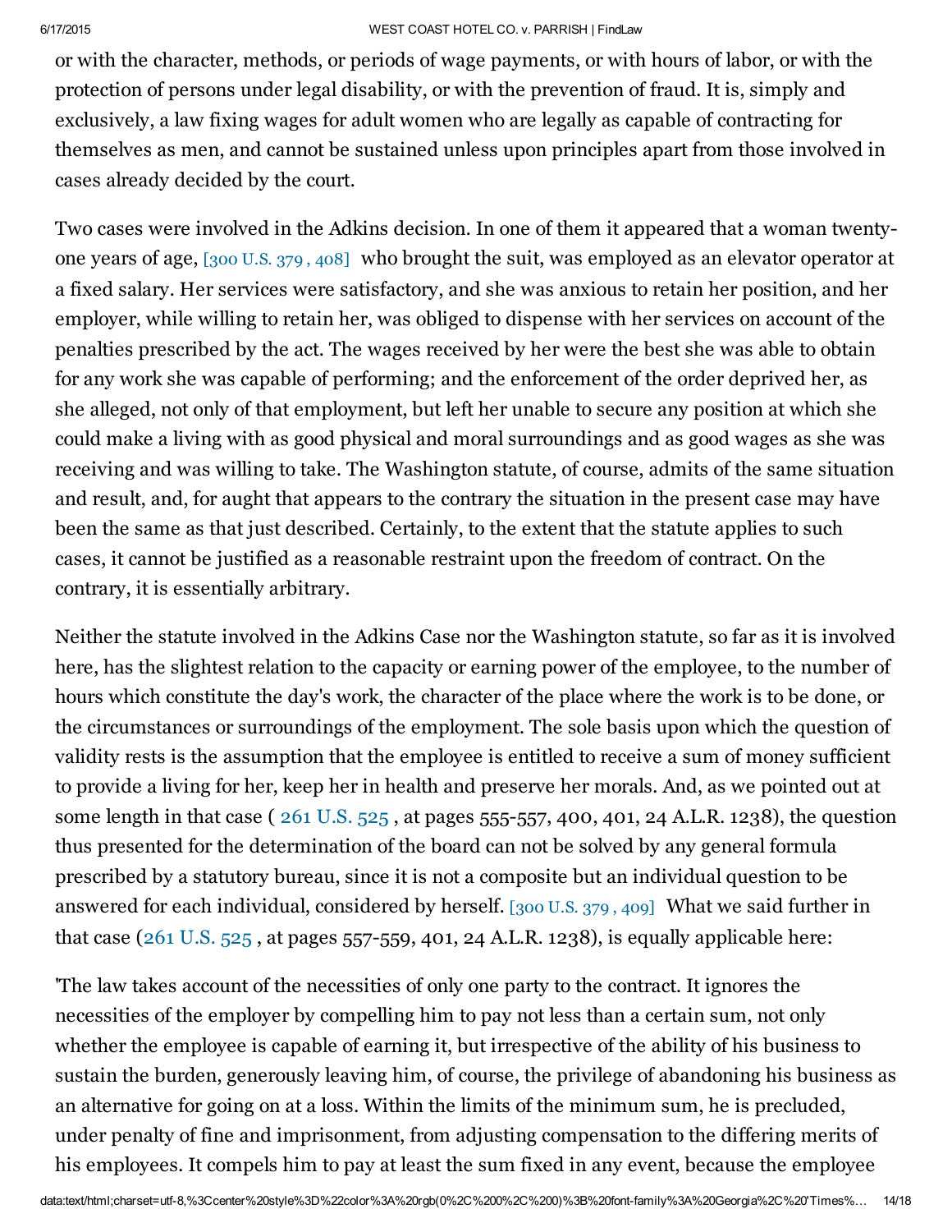or with the character, methods, or periods of wage payments, or with hours of labor, or with the protection of persons under legal disability, or with the prevention of fraud. It is, simply and exclusively, a law fixing wages for adult women who are legally as capable of contracting for themselves as men, and cannot be sustained unless upon principles apart from those involved in cases already decided by the court.

Two cases were involved in the Adkins decision. In one of them it appeared that a woman twenty-one years of age, [300 U.S. 379 , 408] who brought the suit, was employed as an elevator operator at a fixed salary. Her services were satisfactory, and she was anxious to retain her position, and her employer, while willing to retain her, was obliged to dispense with her services on account of the penalties prescribed by the act. The wages received by her were the best she was able to obtain for any work she was capable of performing; and the enforcement of the order deprived her, as she alleged, not only of that employment, but left her unable to secure any position at which she could make a living with as good physical and moral surroundings and as good wages as she was receiving and was willing to take. The Washington statute, of course, admits of the same situation and result, and, for aught that appears to the contrary the situation in the present case may have been the same as that just described. Certainly, to the extent that the statute applies to such cases, it cannot be justified as a reasonable restraint upon the freedom of contract. On the contrary, it is essentially arbitrary.

Neither the statute involved in the Adkins Case nor the Washington statute, so far as it is involved here, has the slightest relation to the capacity or earning power of the employee, to the number of hours which constitute the day's work, the character of the place where the work is to be done, or the circumstances or surroundings of the employment. The sole basis upon which the question of validity rests is the assumption that the employee is entitled to receive a sum of money sufficient to provide a living for her, keep her in health and preserve her morals. And, as we pointed out at some length in that case ( 261 U.S. 525 , at pages 555-557, 400, 401, 24 A.L.R. 1238), the question thus presented for the determination of the board can not be solved by any general formula prescribed by a statutory bureau, since it is not a composite but an individual question to be answered for each individual, considered by herself. [300 U.S. 379 , 409] What we said further in that case (261 U.S. 525 , at pages 557-559, 401, 24 A.L.R. 1238), is equally applicable here:

'The law takes account of the necessities of only one party to the contract. It ignores the necessities of the employer by compelling him to pay not less than a certain sum, not only whether the employee is capable of earning it, but irrespective of the ability of his business to sustain the burden, generously leaving him, of course, the privilege of abandoning his business as an alternative for going on at a loss. Within the limits of the minimum sum, he is precluded, under penalty of fine and imprisonment, from adjusting compensation to the differing merits of his employees. It compels him to pay at least the sum fixed in any event, because the employee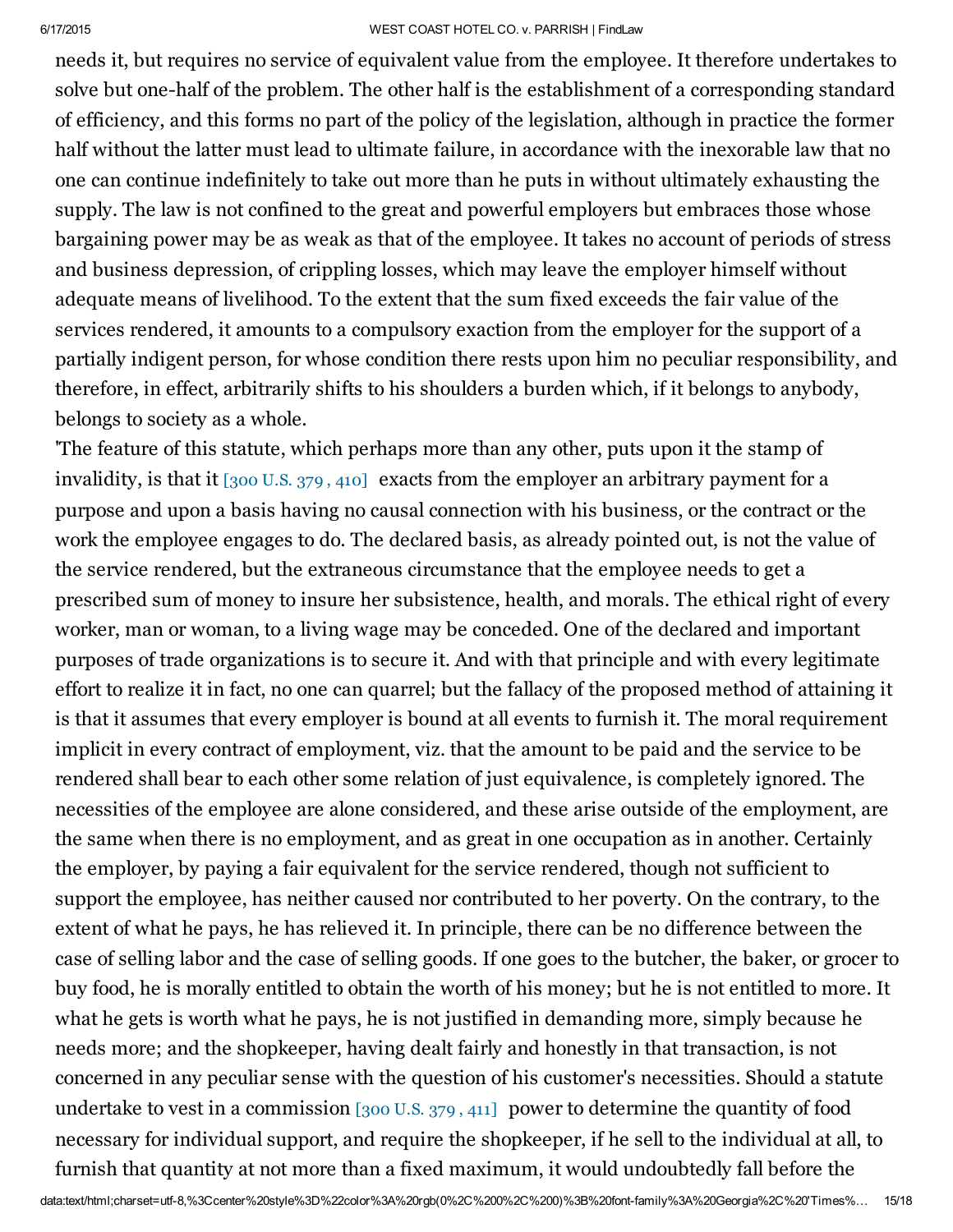needs it, but requires no service of equivalent value from the employee. It therefore undertakes to solve but one-half of the problem. The other half is the establishment of a corresponding standard of efficiency, and this forms no part of the policy of the legislation, although in practice the former half without the latter must lead to ultimate failure, in accordance with the inexorable law that no one can continue indefinitely to take out more than he puts in without ultimately exhausting the supply. The law is not confined to the great and powerful employers but embraces those whose bargaining power may be as weak as that of the employee. It takes no account of periods of stress and business depression, of crippling losses, which may leave the employer himself without adequate means of livelihood. To the extent that the sum fixed exceeds the fair value of the services rendered, it amounts to a compulsory exaction from the employer for the support of a partially indigent person, for whose condition there rests upon him no peculiar responsibility, and therefore, in effect, arbitrarily shifts to his shoulders a burden which, if it belongs to anybody, belongs to society as a whole.

'The feature of this statute, which perhaps more than any other, puts upon it the stamp of invalidity, is that it [300 U.S. 379 , 410] exacts from the employer an arbitrary payment for a purpose and upon a basis having no causal connection with his business, or the contract or the work the employee engages to do. The declared basis, as already pointed out, is not the value of the service rendered, but the extraneous circumstance that the employee needs to get a prescribed sum of money to insure her subsistence, health, and morals. The ethical right of every worker, man or woman, to a living wage may be conceded. One of the declared and important purposes of trade organizations is to secure it. And with that principle and with every legitimate effort to realize it in fact, no one can quarrel; but the fallacy of the proposed method of attaining it is that it assumes that every employer is bound at all events to furnish it. The moral requirement implicit in every contract of employment, viz. that the amount to be paid and the service to be rendered shall bear to each other some relation of just equivalence, is completely ignored. The necessities of the employee are alone considered, and these arise outside of the employment, are the same when there is no employment, and as great in one occupation as in another. Certainly the employer, by paying a fair equivalent for the service rendered, though not sufficient to support the employee, has neither caused nor contributed to her poverty. On the contrary, to the extent of what he pays, he has relieved it. In principle, there can be no difference between the case of selling labor and the case of selling goods. If one goes to the butcher, the baker, or grocer to buy food, he is morally entitled to obtain the worth of his money; but he is not entitled to more. It what he gets is worth what he pays, he is not justified in demanding more, simply because he needs more; and the shopkeeper, having dealt fairly and honestly in that transaction, is not concerned in any peculiar sense with the question of his customer's necessities. Should a statute undertake to vest in a commission [300 U.S. 379 , 411] power to determine the quantity of food necessary for individual support, and require the shopkeeper, if he sell to the individual at all, to furnish that quantity at not more than a fixed maximum, it would undoubtedly fall before the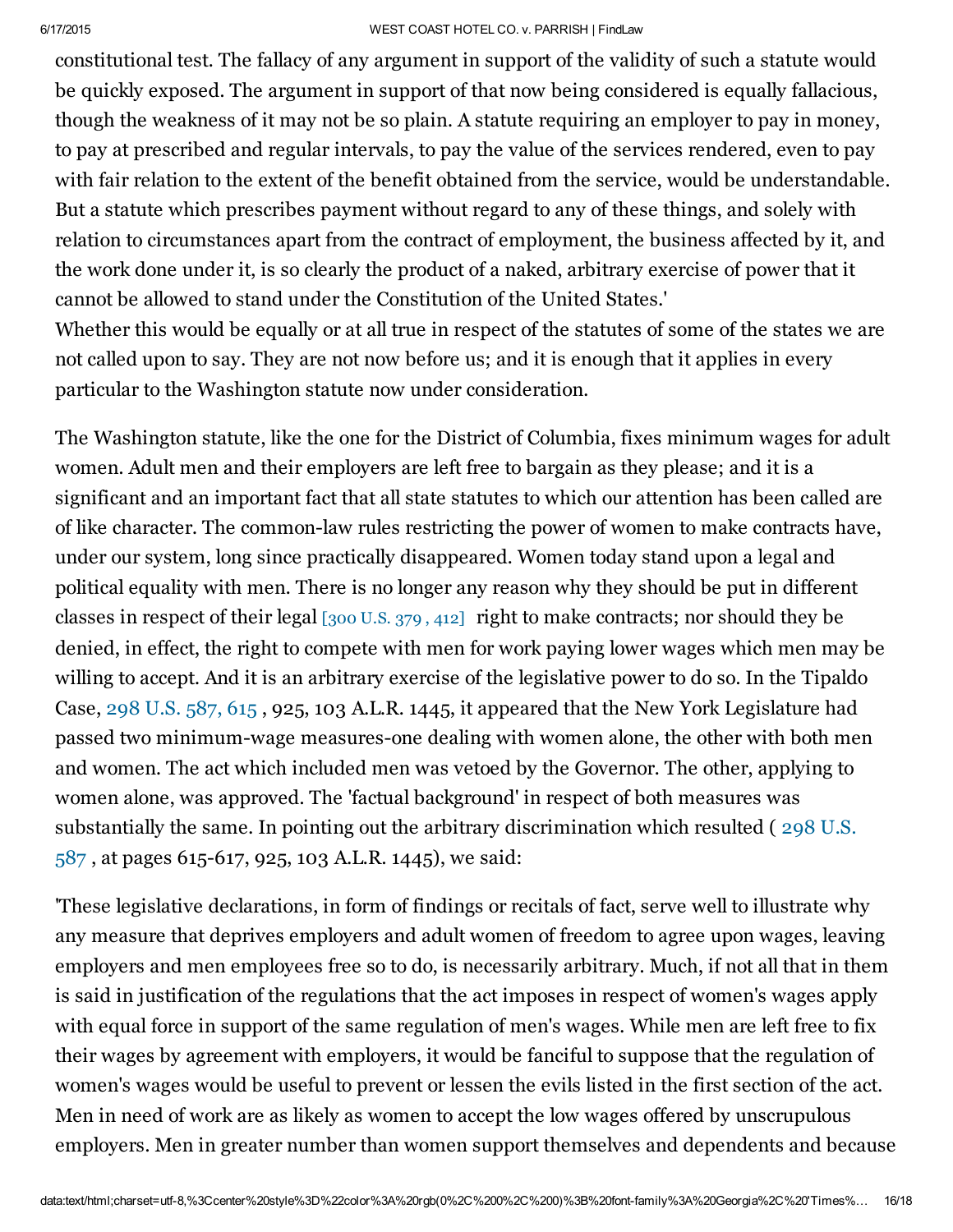constitutional test. The fallacy of any argument in support of the validity of such a statute would be quickly exposed. The argument in support of that now being considered is equally fallacious, though the weakness of it may not be so plain. A statute requiring an employer to pay in money, to pay at prescribed and regular intervals, to pay the value of the services rendered, even to pay with fair relation to the extent of the benefit obtained from the service, would be understandable. But a statute which prescribes payment without regard to any of these things, and solely with relation to circumstances apart from the contract of employment, the business affected by it, and the work done under it, is so clearly the product of a naked, arbitrary exercise of power that it cannot be allowed to stand under the Constitution of the United States.'

Whether this would be equally or at all true in respect of the statutes of some of the states we are not called upon to say. They are not now before us; and it is enough that it applies in every particular to the Washington statute now under consideration.

The Washington statute, like the one for the District of Columbia, fixes minimum wages for adult women. Adult men and their employers are left free to bargain as they please; and it is a significant and an important fact that all state statutes to which our attention has been called are of like character. The common-law rules restricting the power of women to make contracts have, under our system, long since practically disappeared. Women today stand upon a legal and political equality with men. There is no longer any reason why they should be put in different classes in respect of their legal [300 U.S. 379 , 412] right to make contracts; nor should they be denied, in effect, the right to compete with men for work paying lower wages which men may be willing to accept. And it is an arbitrary exercise of the legislative power to do so. In the Tipaldo Case, 298 U.S. 587, 615 , 925, 103 A.L.R. 1445, it appeared that the New York Legislature had passed two minimum-wage measures-one dealing with women alone, the other with both men and women. The act which included men was vetoed by the Governor. The other, applying to women alone, was approved. The 'factual background' in respect of both measures was substantially the same. In pointing out the arbitrary discrimination which resulted ( 298 U.S. 587 , at pages 615-617, 925, 103 A.L.R. 1445), we said:

'These legislative declarations, in form of findings or recitals of fact, serve well to illustrate why any measure that deprives employers and adult women of freedom to agree upon wages, leaving employers and men employees free so to do, is necessarily arbitrary. Much, if not all that in them is said in justification of the regulations that the act imposes in respect of women's wages apply with equal force in support of the same regulation of men's wages. While men are left free to fix their wages by agreement with employers, it would be fanciful to suppose that the regulation of women's wages would be useful to prevent or lessen the evils listed in the first section of the act. Men in need of work are as likely as women to accept the low wages offered by unscrupulous employers. Men in greater number than women support themselves and dependents and because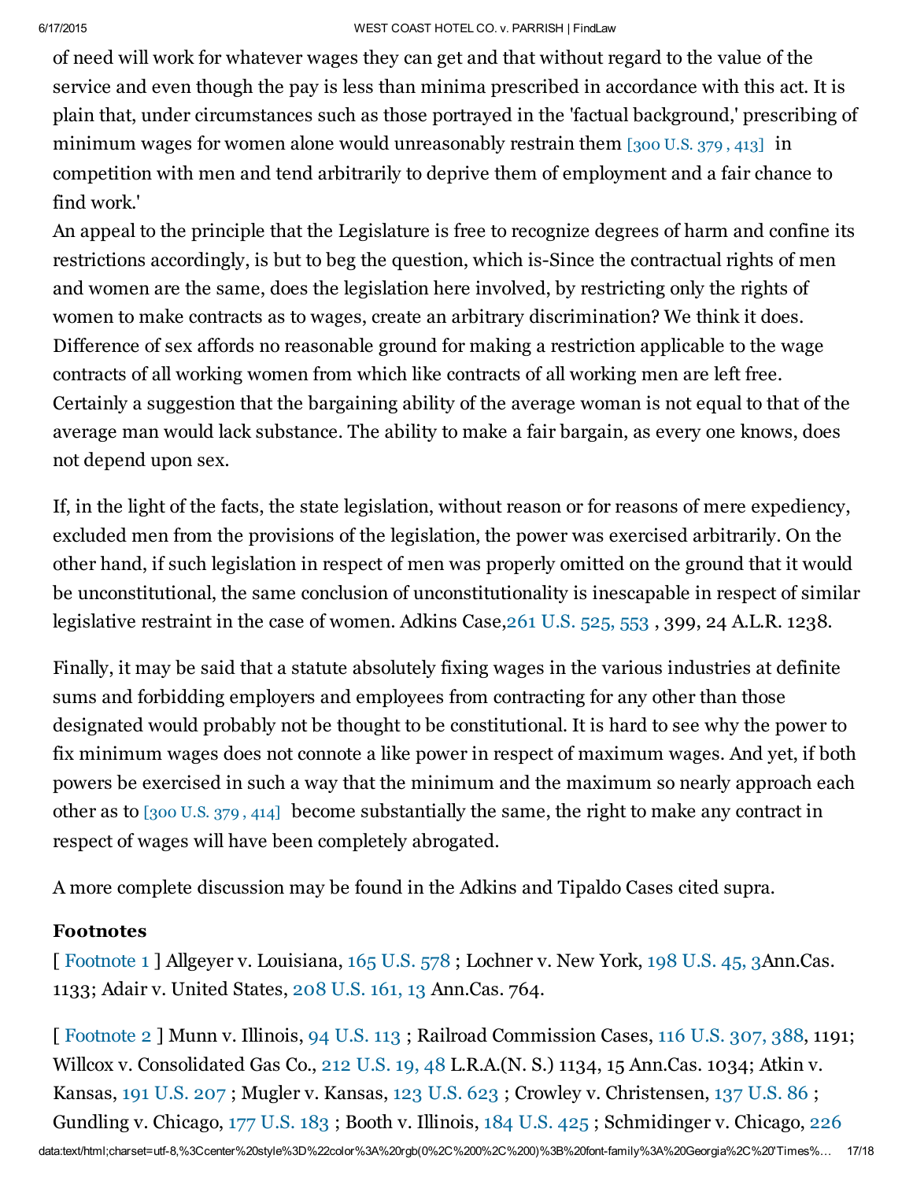of need will work for whatever wages they can get and that without regard to the value of the service and even though the pay is less than minima prescribed in accordance with this act. It is plain that, under circumstances such as those portrayed in the 'factual background,' prescribing of minimum wages for women alone would unreasonably restrain them [300 U.S. 379 , 413] in competition with men and tend arbitrarily to deprive them of employment and a fair chance to find work.'

An appeal to the principle that the Legislature is free to recognize degrees of harm and confine its restrictions accordingly, is but to beg the question, which is-Since the contractual rights of men and women are the same, does the legislation here involved, by restricting only the rights of women to make contracts as to wages, create an arbitrary discrimination? We think it does. Difference of sex affords no reasonable ground for making a restriction applicable to the wage contracts of all working women from which like contracts of all working men are left free. Certainly a suggestion that the bargaining ability of the average woman is not equal to that of the average man would lack substance. The ability to make a fair bargain, as every one knows, does not depend upon sex.

If, in the light of the facts, the state legislation, without reason or for reasons of mere expediency, excluded men from the provisions of the legislation, the power was exercised arbitrarily. On the other hand, if such legislation in respect of men was properly omitted on the ground that it would be unconstitutional, the same conclusion of unconstitutionality is inescapable in respect of similar legislative restraint in the case of women. Adkins Case,261 U.S. 525, 553 , 399, 24 A.L.R. 1238.

Finally, it may be said that a statute absolutely fixing wages in the various industries at definite sums and forbidding employers and employees from contracting for any other than those designated would probably not be thought to be constitutional. It is hard to see why the power to fix minimum wages does not connote a like power in respect of maximum wages. And yet, if both powers be exercised in such a way that the minimum and the maximum so nearly approach each other as to [300 U.S. 379 , 414] become substantially the same, the right to make any contract in respect of wages will have been completely abrogated.

A more complete discussion may be found in the Adkins and Tipaldo Cases cited supra.

**Footnotes**

[ Footnote 1 ] Allgeyer v. Louisiana, 165 U.S. 578 ; Lochner v. New York, 198 U.S. 45, 3Ann.Cas. 1133; Adair v. United States, 208 U.S. 161, 13 Ann.Cas. 764.

[ Footnote 2 ] Munn v. Illinois, 94 U.S. 113 ; Railroad Commission Cases, 116 U.S. 307, 388, 1191; Willcox v. Consolidated Gas Co., 212 U.S. 19, 48 L.R.A.(N. S.) 1134, 15 Ann.Cas. 1034; Atkin v. Kansas, 191 U.S. 207 ; Mugler v. Kansas, 123 U.S. 623 ; Crowley v. Christensen, 137 U.S. 86 ; Gundling v. Chicago, 177 U.S. 183 ; Booth v. Illinois, 184 U.S. 425 ; Schmidinger v. Chicago, 226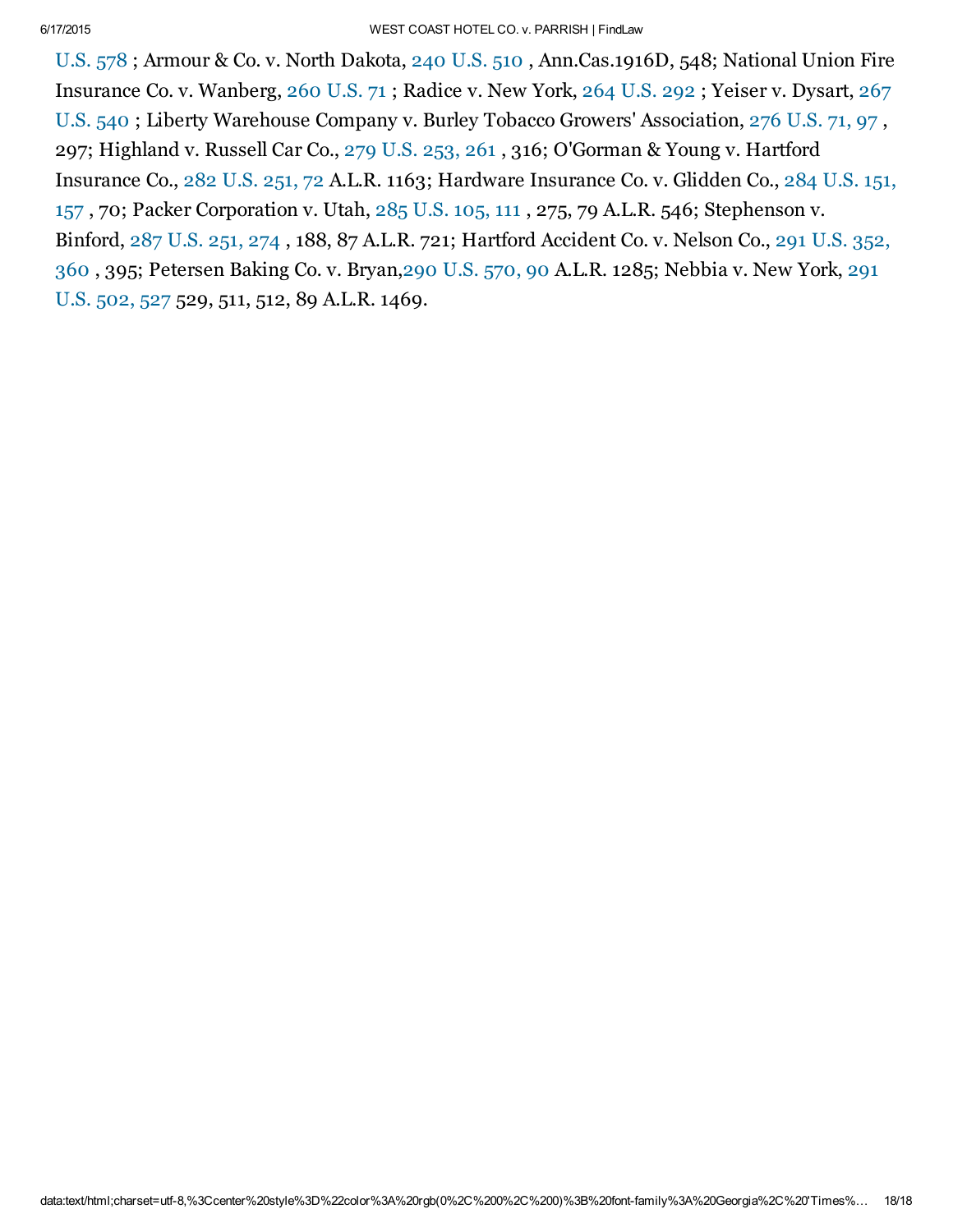U.S. 578 ; Armour & Co. v. North Dakota, 240 U.S. 510 , Ann.Cas.1916D, 548; National Union Fire Insurance Co. v. Wanberg, 260 U.S. 71 ; Radice v. New York, 264 U.S. 292 ; Yeiser v. Dysart, 267 U.S. 540 ; Liberty Warehouse Company v. Burley Tobacco Growers' Association, 276 U.S. 71, 97 , 297; Highland v. Russell Car Co., 279 U.S. 253, 261 , 316; O'Gorman & Young v. Hartford Insurance Co., 282 U.S. 251, 72 A.L.R. 1163; Hardware Insurance Co. v. Glidden Co., 284 U.S. 151, 157 , 70; Packer Corporation v. Utah, 285 U.S. 105, 111 , 275, 79 A.L.R. 546; Stephenson v. Binford, 287 U.S. 251, 274 , 188, 87 A.L.R. 721; Hartford Accident Co. v. Nelson Co., 291 U.S. 352, 360 , 395; Petersen Baking Co. v. Bryan,290 U.S. 570, 90 A.L.R. 1285; Nebbia v. New York, 291 U.S. 502, 527 529, 511, 512, 89 A.L.R. 1469.